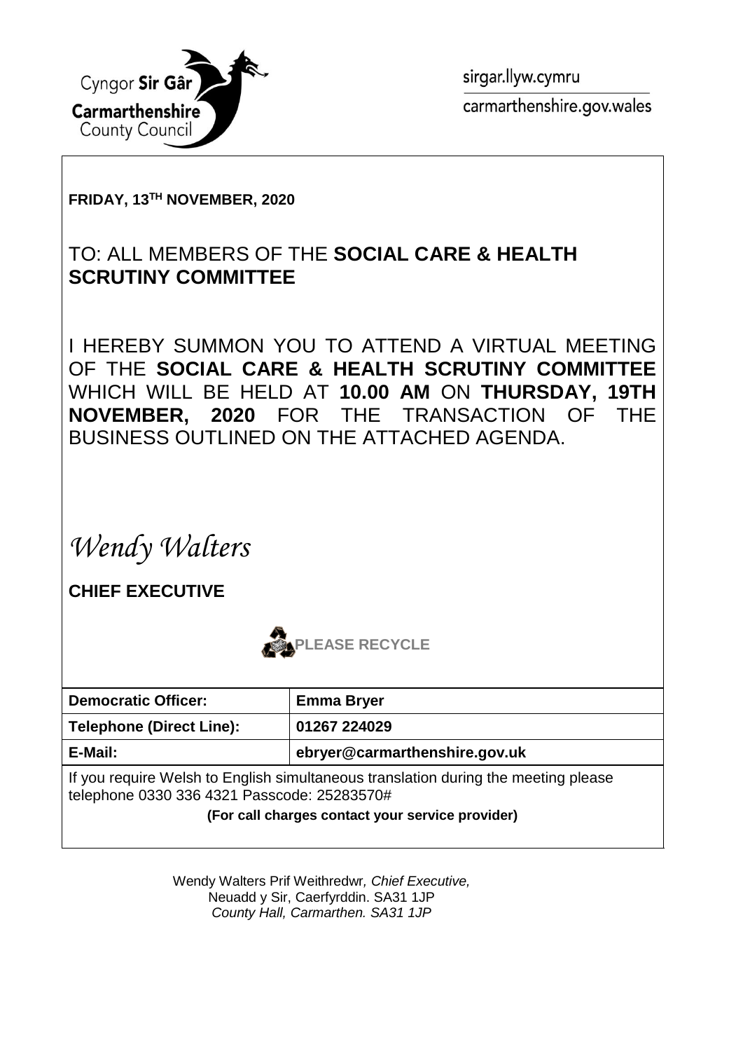Cyngor **Sir Gâr**
**Carmarthenshire**
County Council

sirgar.llyw.cymru
carmarthenshire.gov.wales

**FRIDAY, 13TH NOVEMBER, 2020**

## TO: ALL MEMBERS OF THE **SOCIAL CARE & HEALTH SCRUTINY COMMITTEE**

I HEREBY SUMMON YOU TO ATTEND A VIRTUAL MEETING OF THE **SOCIAL CARE & HEALTH SCRUTINY COMMITTEE** WHICH WILL BE HELD AT **10.00 AM** ON **THURSDAY, 19TH NOVEMBER, 2020** FOR THE TRANSACTION OF THE BUSINESS OUTLINED ON THE ATTACHED AGENDA.

*Wendy Walters*

**CHIEF EXECUTIVE**

**PLEASE RECYCLE**

| **Democratic Officer:** | **Emma Bryer** |
|---|---|
| **Telephone (Direct Line):** | **01267 224029** |
| **E-Mail:** | **ebryer@carmarthenshire.gov.uk** |

If you require Welsh to English simultaneous translation during the meeting please telephone 0330 336 4321 Passcode: 25283570#

**(For call charges contact your service provider)**

Wendy Walters Prif Weithredwr*, Chief Executive,*
Neuadd y Sir, Caerfyrddin. SA31 1JP
*County Hall, Carmarthen. SA31 1JP*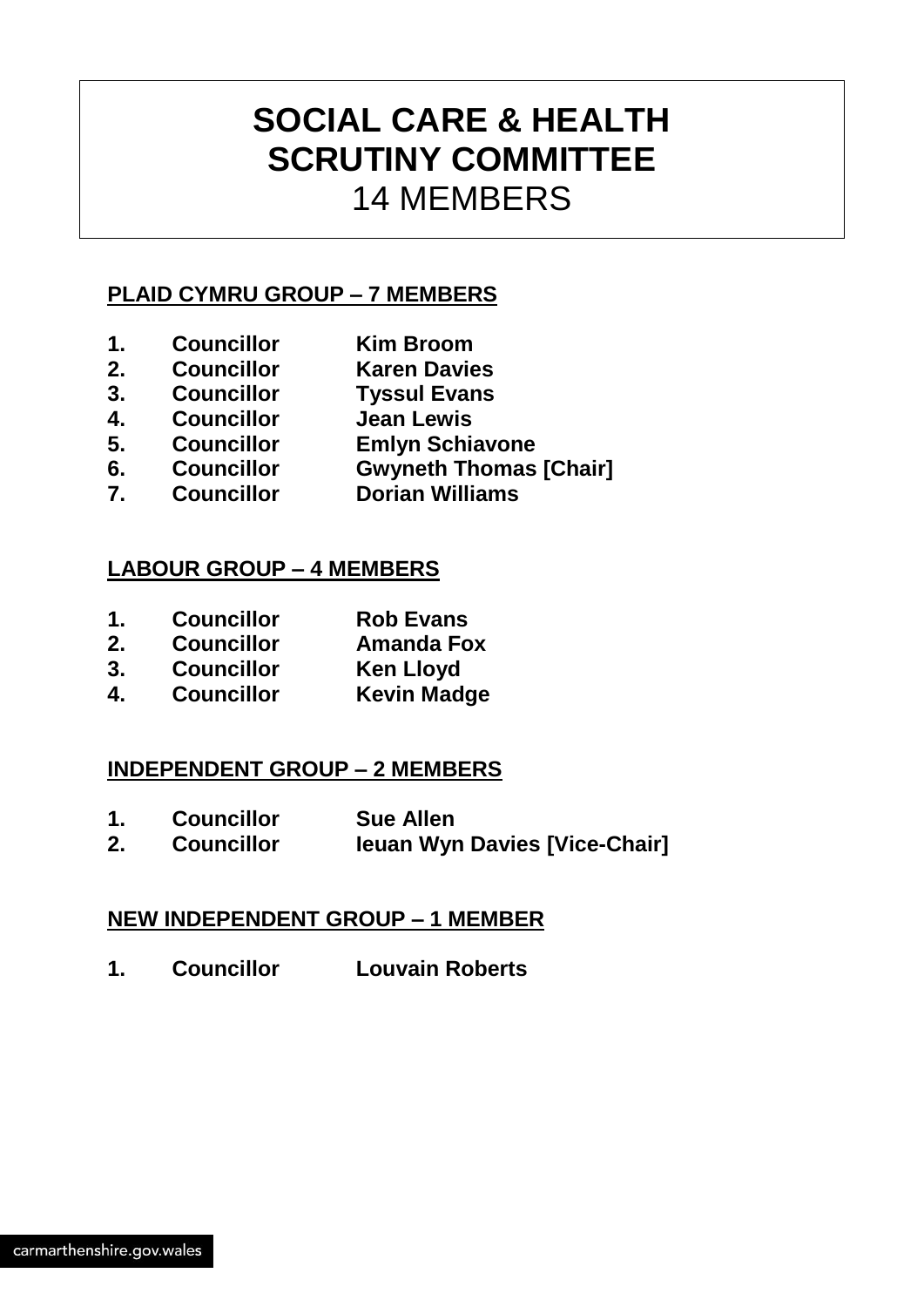# SOCIAL CARE & HEALTH SCRUTINY COMMITTEE

14 MEMBERS

## PLAID CYMRU GROUP – 7 MEMBERS

1. **Councillor Kim Broom**
2. **Councillor Karen Davies**
3. **Councillor Tyssul Evans**
4. **Councillor Jean Lewis**
5. **Councillor Emlyn Schiavone**
6. **Councillor Gwyneth Thomas [Chair]**
7. **Councillor Dorian Williams**

## LABOUR GROUP – 4 MEMBERS

1. **Councillor Rob Evans**
2. **Councillor Amanda Fox**
3. **Councillor Ken Lloyd**
4. **Councillor Kevin Madge**

## INDEPENDENT GROUP – 2 MEMBERS

1. **Councillor Sue Allen**
2. **Councillor Ieuan Wyn Davies [Vice-Chair]**

## NEW INDEPENDENT GROUP – 1 MEMBER

1. **Councillor Louvain Roberts**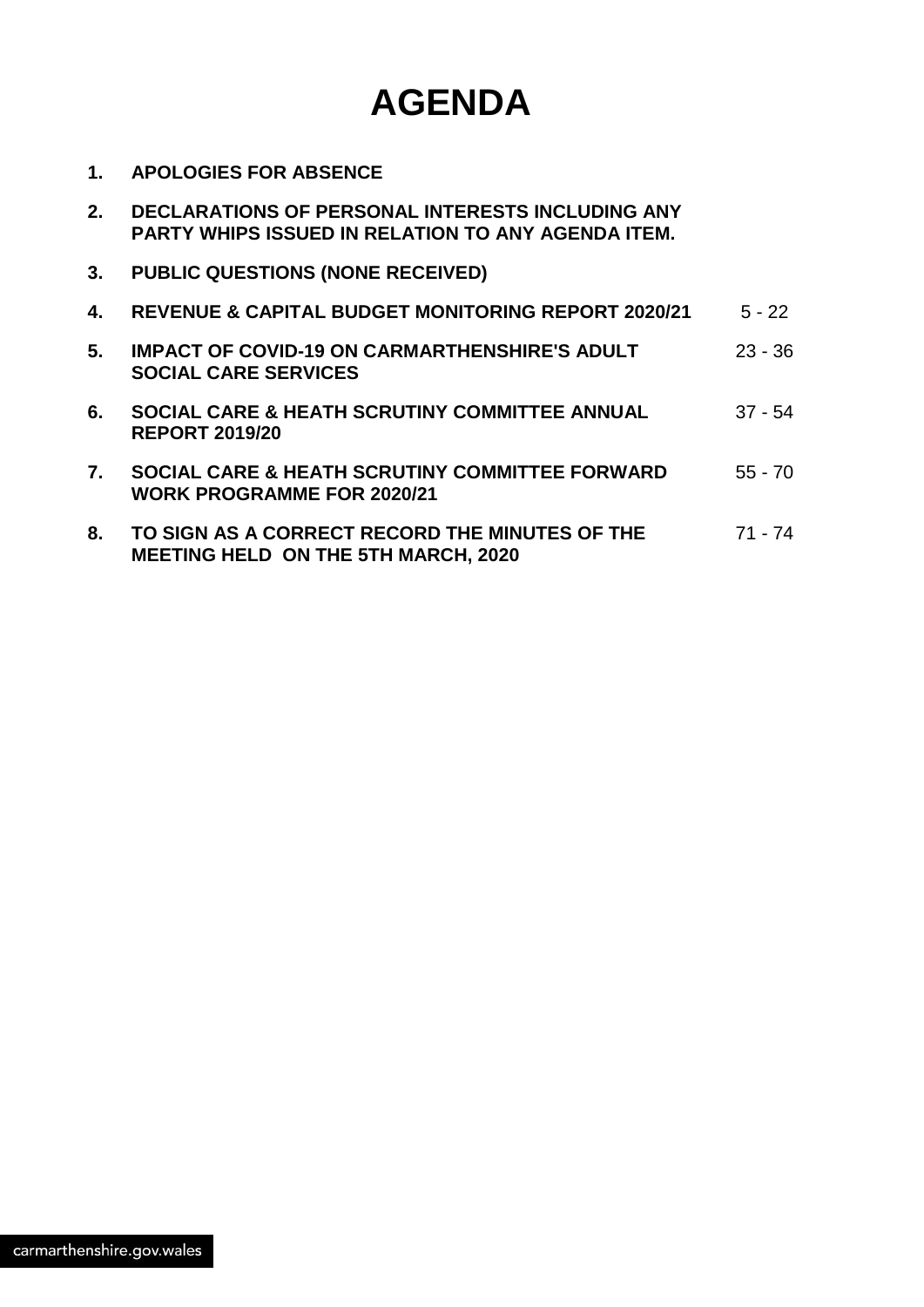# AGENDA

| | | |
|---|---|---|
| **1.** | **APOLOGIES FOR ABSENCE** | |
| **2.** | **DECLARATIONS OF PERSONAL INTERESTS INCLUDING ANY PARTY WHIPS ISSUED IN RELATION TO ANY AGENDA ITEM.** | |
| **3.** | **PUBLIC QUESTIONS (NONE RECEIVED)** | |
| **4.** | **REVENUE & CAPITAL BUDGET MONITORING REPORT 2020/21** | 5 - 22 |
| **5.** | **IMPACT OF COVID-19 ON CARMARTHENSHIRE'S ADULT SOCIAL CARE SERVICES** | 23 - 36 |
| **6.** | **SOCIAL CARE & HEATH SCRUTINY COMMITTEE ANNUAL REPORT 2019/20** | 37 - 54 |
| **7.** | **SOCIAL CARE & HEATH SCRUTINY COMMITTEE FORWARD WORK PROGRAMME FOR 2020/21** | 55 - 70 |
| **8.** | **TO SIGN AS A CORRECT RECORD THE MINUTES OF THE MEETING HELD ON THE 5TH MARCH, 2020** | 71 - 74 |

carmarthenshire.gov.wales